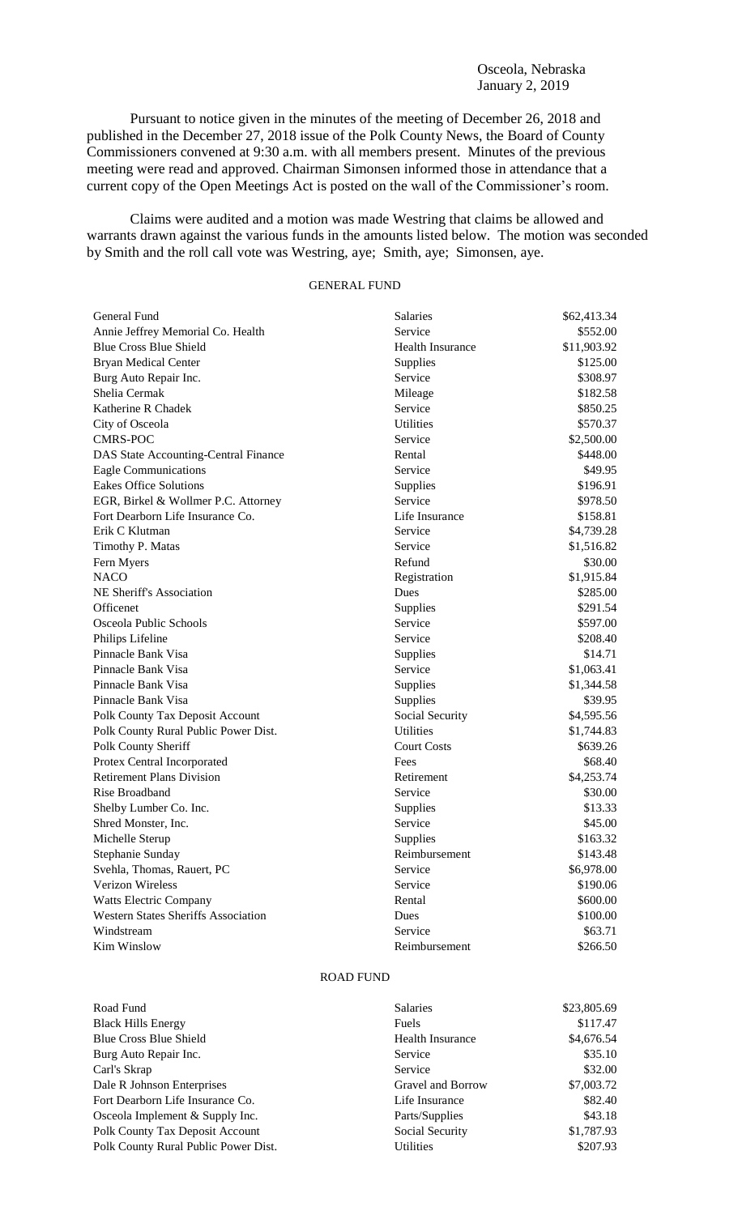Osceola, Nebraska
January 2, 2019

Pursuant to notice given in the minutes of the meeting of December 26, 2018 and published in the December 27, 2018 issue of the Polk County News, the Board of County Commissioners convened at 9:30 a.m. with all members present. Minutes of the previous meeting were read and approved. Chairman Simonsen informed those in attendance that a current copy of the Open Meetings Act is posted on the wall of the Commissioner's room.

Claims were audited and a motion was made Westring that claims be allowed and warrants drawn against the various funds in the amounts listed below. The motion was seconded by Smith and the roll call vote was Westring, aye; Smith, aye; Simonsen, aye.

## GENERAL FUND

| | | |
|---|---|---|
| General Fund | Salaries | \$62,413.34 |
| Annie Jeffrey Memorial Co. Health | Service | \$552.00 |
| Blue Cross Blue Shield | Health Insurance | \$11,903.92 |
| Bryan Medical Center | Supplies | \$125.00 |
| Burg Auto Repair Inc. | Service | \$308.97 |
| Shelia Cermak | Mileage | \$182.58 |
| Katherine R Chadek | Service | \$850.25 |
| City of Osceola | Utilities | \$570.37 |
| CMRS-POC | Service | \$2,500.00 |
| DAS State Accounting-Central Finance | Rental | \$448.00 |
| Eagle Communications | Service | \$49.95 |
| Eakes Office Solutions | Supplies | \$196.91 |
| EGR, Birkel & Wollmer P.C. Attorney | Service | \$978.50 |
| Fort Dearborn Life Insurance Co. | Life Insurance | \$158.81 |
| Erik C Klutman | Service | \$4,739.28 |
| Timothy P. Matas | Service | \$1,516.82 |
| Fern Myers | Refund | \$30.00 |
| NACO | Registration | \$1,915.84 |
| NE Sheriff's Association | Dues | \$285.00 |
| Officenet | Supplies | \$291.54 |
| Osceola Public Schools | Service | \$597.00 |
| Philips Lifeline | Service | \$208.40 |
| Pinnacle Bank Visa | Supplies | \$14.71 |
| Pinnacle Bank Visa | Service | \$1,063.41 |
| Pinnacle Bank Visa | Supplies | \$1,344.58 |
| Pinnacle Bank Visa | Supplies | \$39.95 |
| Polk County Tax Deposit Account | Social Security | \$4,595.56 |
| Polk County Rural Public Power Dist. | Utilities | \$1,744.83 |
| Polk County Sheriff | Court Costs | \$639.26 |
| Protex Central Incorporated | Fees | \$68.40 |
| Retirement Plans Division | Retirement | \$4,253.74 |
| Rise Broadband | Service | \$30.00 |
| Shelby Lumber Co. Inc. | Supplies | \$13.33 |
| Shred Monster, Inc. | Service | \$45.00 |
| Michelle Sterup | Supplies | \$163.32 |
| Stephanie Sunday | Reimbursement | \$143.48 |
| Svehla, Thomas, Rauert, PC | Service | \$6,978.00 |
| Verizon Wireless | Service | \$190.06 |
| Watts Electric Company | Rental | \$600.00 |
| Western States Sheriffs Association | Dues | \$100.00 |
| Windstream | Service | \$63.71 |
| Kim Winslow | Reimbursement | \$266.50 |

## ROAD FUND

| | | |
|---|---|---|
| Road Fund | Salaries | \$23,805.69 |
| Black Hills Energy | Fuels | \$117.47 |
| Blue Cross Blue Shield | Health Insurance | \$4,676.54 |
| Burg Auto Repair Inc. | Service | \$35.10 |
| Carl's Skrap | Service | \$32.00 |
| Dale R Johnson Enterprises | Gravel and Borrow | \$7,003.72 |
| Fort Dearborn Life Insurance Co. | Life Insurance | \$82.40 |
| Osceola Implement & Supply Inc. | Parts/Supplies | \$43.18 |
| Polk County Tax Deposit Account | Social Security | \$1,787.93 |
| Polk County Rural Public Power Dist. | Utilities | \$207.93 |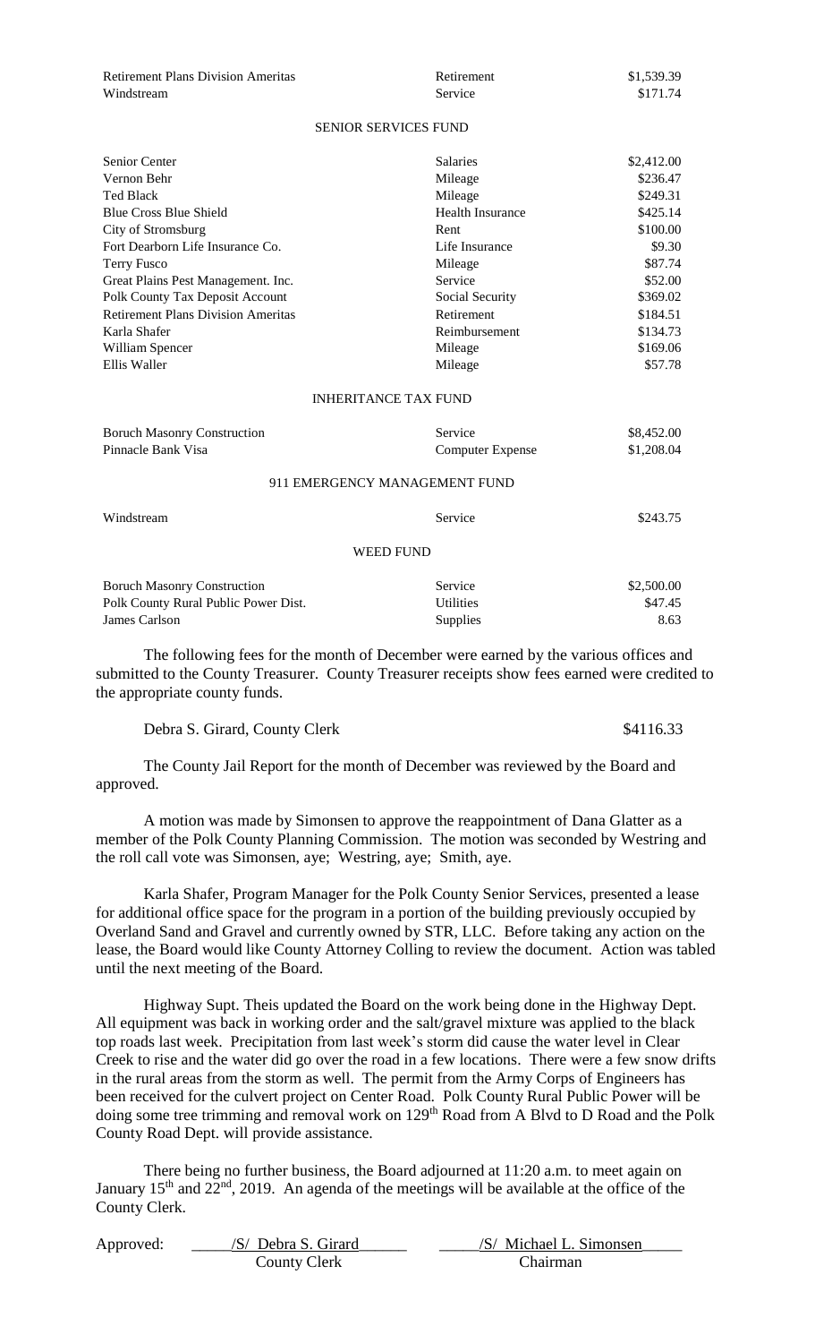| | | |
|---|---|---|
| Retirement Plans Division Ameritas | Retirement | $1,539.39 |
| Windstream | Service | $171.74 |

SENIOR SERVICES FUND

| | | |
|---|---|---|
| Senior Center | Salaries | $2,412.00 |
| Vernon Behr | Mileage | $236.47 |
| Ted Black | Mileage | $249.31 |
| Blue Cross Blue Shield | Health Insurance | $425.14 |
| City of Stromsburg | Rent | $100.00 |
| Fort Dearborn Life Insurance Co. | Life Insurance | $9.30 |
| Terry Fusco | Mileage | $87.74 |
| Great Plains Pest Management. Inc. | Service | $52.00 |
| Polk County Tax Deposit Account | Social Security | $369.02 |
| Retirement Plans Division Ameritas | Retirement | $184.51 |
| Karla Shafer | Reimbursement | $134.73 |
| William Spencer | Mileage | $169.06 |
| Ellis Waller | Mileage | $57.78 |

INHERITANCE TAX FUND

| | | |
|---|---|---|
| Boruch Masonry Construction | Service | $8,452.00 |
| Pinnacle Bank Visa | Computer Expense | $1,208.04 |

911 EMERGENCY MANAGEMENT FUND

| | | |
|---|---|---|
| Windstream | Service | $243.75 |

WEED FUND

| | | |
|---|---|---|
| Boruch Masonry Construction | Service | $2,500.00 |
| Polk County Rural Public Power Dist. | Utilities | $47.45 |
| James Carlson | Supplies | 8.63 |

The following fees for the month of December were earned by the various offices and submitted to the County Treasurer. County Treasurer receipts show fees earned were credited to the appropriate county funds.

Debra S. Girard, County Clerk $4116.33

The County Jail Report for the month of December was reviewed by the Board and approved.

A motion was made by Simonsen to approve the reappointment of Dana Glatter as a member of the Polk County Planning Commission. The motion was seconded by Westring and the roll call vote was Simonsen, aye; Westring, aye; Smith, aye.

Karla Shafer, Program Manager for the Polk County Senior Services, presented a lease for additional office space for the program in a portion of the building previously occupied by Overland Sand and Gravel and currently owned by STR, LLC. Before taking any action on the lease, the Board would like County Attorney Colling to review the document. Action was tabled until the next meeting of the Board.

Highway Supt. Theis updated the Board on the work being done in the Highway Dept. All equipment was back in working order and the salt/gravel mixture was applied to the black top roads last week. Precipitation from last week's storm did cause the water level in Clear Creek to rise and the water did go over the road in a few locations. There were a few snow drifts in the rural areas from the storm as well. The permit from the Army Corps of Engineers has been received for the culvert project on Center Road. Polk County Rural Public Power will be doing some tree trimming and removal work on 129th Road from A Blvd to D Road and the Polk County Road Dept. will provide assistance.

There being no further business, the Board adjourned at 11:20 a.m. to meet again on January 15th and 22nd, 2019. An agenda of the meetings will be available at the office of the County Clerk.

Approved: /S/ Debra S. Girard — County Clerk    /S/ Michael L. Simonsen — Chairman